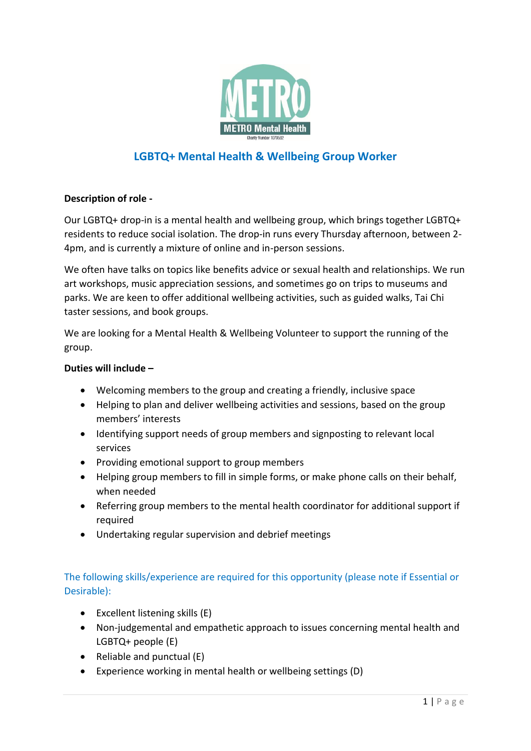METRO

METRO Mental Health

Charity Number 1070582

# LGBTQ+ Mental Health & Wellbeing Group Worker

**Description of role -**

Our LGBTQ+ drop-in is a mental health and wellbeing group, which brings together LGBTQ+ residents to reduce social isolation. The drop-in runs every Thursday afternoon, between 2-4pm, and is currently a mixture of online and in-person sessions.

We often have talks on topics like benefits advice or sexual health and relationships. We run art workshops, music appreciation sessions, and sometimes go on trips to museums and parks. We are keen to offer additional wellbeing activities, such as guided walks, Tai Chi taster sessions, and book groups.

We are looking for a Mental Health & Wellbeing Volunteer to support the running of the group.

**Duties will include –**

- Welcoming members to the group and creating a friendly, inclusive space
- Helping to plan and deliver wellbeing activities and sessions, based on the group members' interests
- Identifying support needs of group members and signposting to relevant local services
- Providing emotional support to group members
- Helping group members to fill in simple forms, or make phone calls on their behalf, when needed
- Referring group members to the mental health coordinator for additional support if required
- Undertaking regular supervision and debrief meetings

The following skills/experience are required for this opportunity (please note if Essential or Desirable):

- Excellent listening skills (E)
- Non-judgemental and empathetic approach to issues concerning mental health and LGBTQ+ people (E)
- Reliable and punctual (E)
- Experience working in mental health or wellbeing settings (D)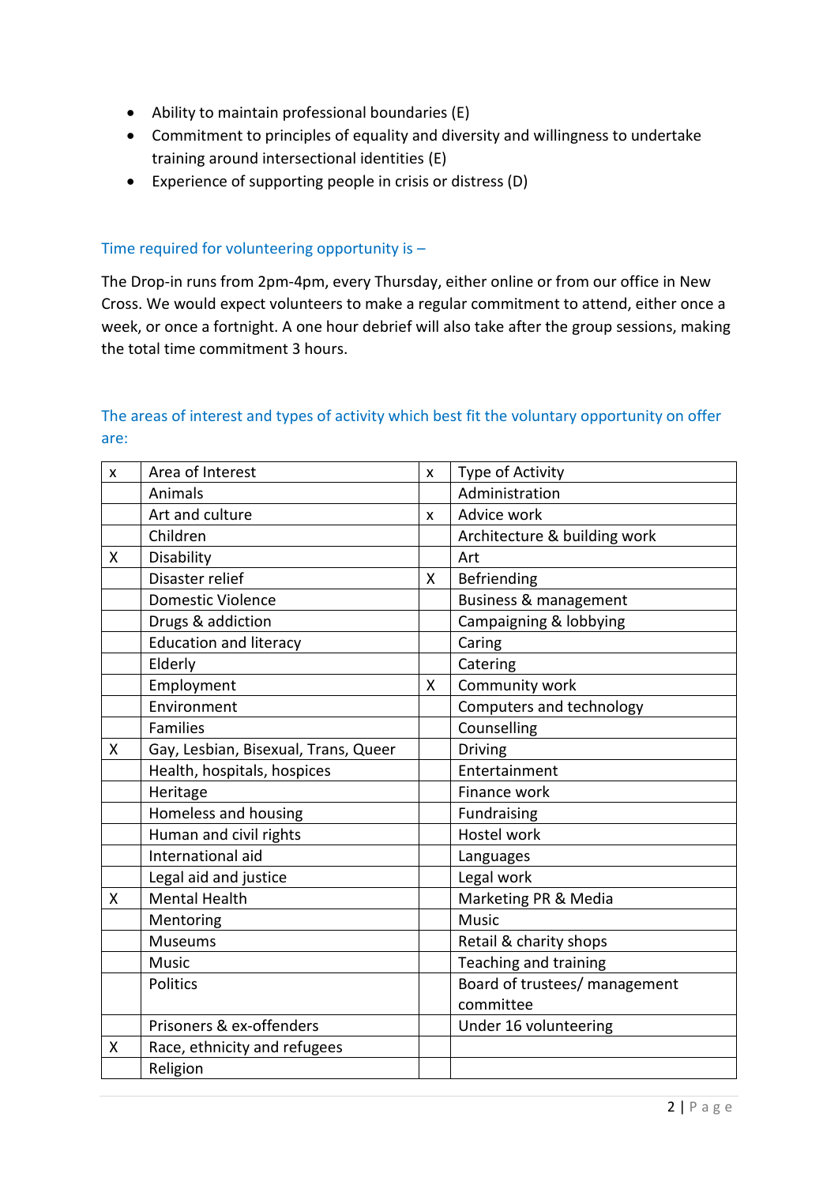- Ability to maintain professional boundaries (E)
- Commitment to principles of equality and diversity and willingness to undertake training around intersectional identities (E)
- Experience of supporting people in crisis or distress (D)

## Time required for volunteering opportunity is –

The Drop-in runs from 2pm-4pm, every Thursday, either online or from our office in New Cross. We would expect volunteers to make a regular commitment to attend, either once a week, or once a fortnight. A one hour debrief will also take after the group sessions, making the total time commitment 3 hours.

## The areas of interest and types of activity which best fit the voluntary opportunity on offer are:

| x | Area of Interest | x | Type of Activity |
|---|---|---|---|
| | Animals | | Administration |
| | Art and culture | x | Advice work |
| | Children | | Architecture & building work |
| X | Disability | | Art |
| | Disaster relief | X | Befriending |
| | Domestic Violence | | Business & management |
| | Drugs & addiction | | Campaigning & lobbying |
| | Education and literacy | | Caring |
| | Elderly | | Catering |
| | Employment | X | Community work |
| | Environment | | Computers and technology |
| | Families | | Counselling |
| X | Gay, Lesbian, Bisexual, Trans, Queer | | Driving |
| | Health, hospitals, hospices | | Entertainment |
| | Heritage | | Finance work |
| | Homeless and housing | | Fundraising |
| | Human and civil rights | | Hostel work |
| | International aid | | Languages |
| | Legal aid and justice | | Legal work |
| X | Mental Health | | Marketing PR & Media |
| | Mentoring | | Music |
| | Museums | | Retail & charity shops |
| | Music | | Teaching and training |
| | Politics | | Board of trustees/ management committee |
| | Prisoners & ex-offenders | | Under 16 volunteering |
| X | Race, ethnicity and refugees | | |
| | Religion | | |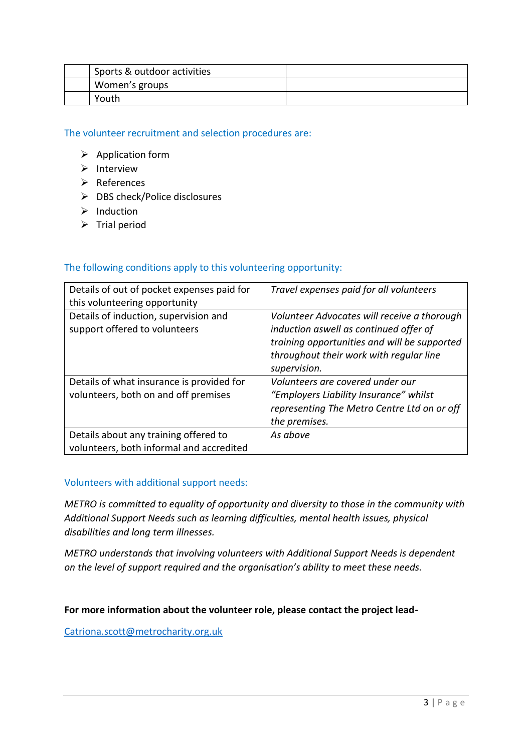| | | | |
|---|---|---|---|
| | Sports & outdoor activities | | |
| | Women's groups | | |
| | Youth | | |

The volunteer recruitment and selection procedures are:

- Application form
- Interview
- References
- DBS check/Police disclosures
- Induction
- Trial period

The following conditions apply to this volunteering opportunity:

| | |
|---|---|
| Details of out of pocket expenses paid for this volunteering opportunity | *Travel expenses paid for all volunteers* |
| Details of induction, supervision and support offered to volunteers | *Volunteer Advocates will receive a thorough induction aswell as continued offer of training opportunities and will be supported throughout their work with regular line supervision.* |
| Details of what insurance is provided for volunteers, both on and off premises | *Volunteers are covered under our "Employers Liability Insurance" whilst representing The Metro Centre Ltd on or off the premises.* |
| Details about any training offered to volunteers, both informal and accredited | *As above* |

Volunteers with additional support needs:

*METRO is committed to equality of opportunity and diversity to those in the community with Additional Support Needs such as learning difficulties, mental health issues, physical disabilities and long term illnesses.*

*METRO understands that involving volunteers with Additional Support Needs is dependent on the level of support required and the organisation's ability to meet these needs.*

**For more information about the volunteer role, please contact the project lead-**

Catriona.scott@metrocharity.org.uk